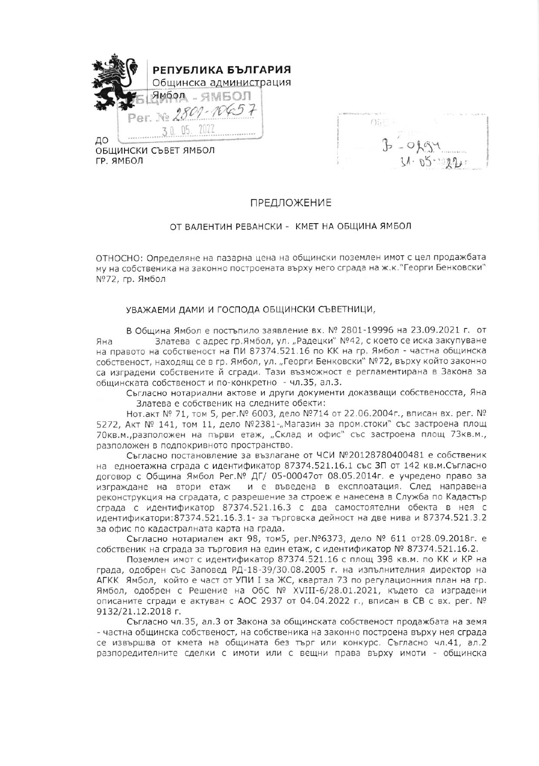**РЕПУБЛИКА БЪЛГАРИЯ**
Общинска администрация
Ямбол

ОБЩИНА - ЯМБОЛ
Рег. № 2801-10657
30. 05. 2022

ДО
ОБЩИНСКИ СЪВЕТ ЯМБОЛ
ГР. ЯМБОЛ

В - 0294
31-05-2022

## ПРЕДЛОЖЕНИЕ

### ОТ ВАЛЕНТИН РЕВАНСКИ - КМЕТ НА ОБЩИНА ЯМБОЛ

ОТНОСНО: Определяне на пазарна цена на общински поземлен имот с цел продажбата му на собственика на законно построената върху него сграда на ж.к."Георги Бенковски" №72, гр. Ямбол

УВАЖАЕМИ ДАМИ И ГОСПОДА ОБЩИНСКИ СЪВЕТНИЦИ,

В Община Ямбол е постъпило заявление вх. № 2801-19996 на 23.09.2021 г. от Яна Златева с адрес гр.Ямбол, ул. „Радецки" №42, с което се иска закупуване на правото на собственост на ПИ 87374.521.16 по КК на гр. Ямбол - частна общинска собственост, находящ се в гр. Ямбол, ул. „Георги Бенковски" №72, върху който законно са изградени собствените й сгради. Тази възможност е регламентирана в Закона за общинската собственост и по-конкретно - чл.35, ал.3.

Съгласно нотариални актове и други документи доказващи собствеността, Яна Златева е собственик на следните обекти:

Нот.акт № 71, том 5, рег.№ 6003, дело №714 от 22.06.2004г., вписан вх. рег. № 5272, Акт № 141, том 11, дело №2381-„Магазин за пром.стоки" със застроена площ 70кв.м.,разположен на първи етаж, „Склад и офис" със застроена площ 73кв.м., разположен в подпокривното пространство.

Съгласно постановление за възлагане от ЧСИ №20128780400481 е собственик на едноетажна сграда с идентификатор 87374.521.16.1 със ЗП от 142 кв.м.Съгласно договор с Община Ямбол Рег.№ ДГ/ 05-00047от 08.05.2014г. е учредено право за изграждане на втори етаж и е въведена в експлоатация. След направена реконструкция на сградата, с разрешение за строеж е нанесена в Служба по Кадастър сграда с идентификатор 87374.521.16.3 с два самостоятелни обекта в нея с идентификатори:87374.521.16.3.1- за търговска дейност на две нива и 87374.521.3.2 за офис по кадастралната карта на града.

Съгласно нотариален акт 98, том5, рег.№6373, дело № 611 от28.09.2018г. е собственик на сграда за търговия на един етаж, с идентификатор № 87374.521.16.2.

Поземлен имот с идентификатор 87374.521.16 с площ 398 кв.м. по КК и КР на града, одобрен със Заповед РД-18-39/30.08.2005 г. на изпълнителния директор на АГКК Ямбол, който е част от УПИ I за ЖС, квартал 73 по регулационния план на гр. Ямбол, одобрен с Решение на ОбС № XVIII-6/28.01.2021, където са изградени описаните сгради е актуван с АОС 2937 от 04.04.2022 г., вписан в СВ с вх. рег. № 9132/21.12.2018 г.

Съгласно чл.35, ал.3 от Закона за общинската собственост продажбата на земя - частна общинска собственост, на собственика на законно построена върху нея сграда се извършва от кмета на общината без търг или конкурс. Съгласно чл.41, ал.2 разпоредителните сделки с имоти или с вещни права върху имоти - общинска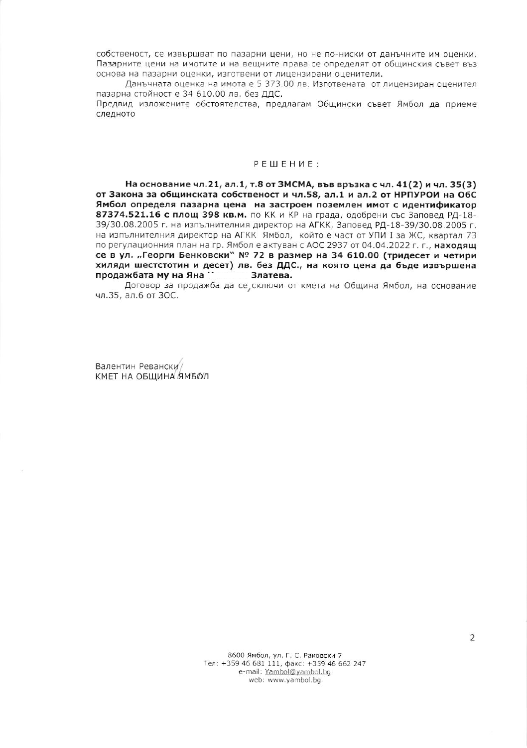собственост, се извършват по пазарни цени, но не по-ниски от данъчните им оценки. Пазарните цени на имотите и на вещните права се определят от общинския съвет въз основа на пазарни оценки, изготвени от лицензирани оценители.

Данъчната оценка на имота е 5 373.00 лв. Изготвената от лицензиран оценител пазарна стойност е 34 610.00 лв. без ДДС.

Предвид изложените обстоятелства, предлагам Общински съвет Ямбол да приеме следното

## РЕШЕНИЕ:

**На основание чл.21, ал.1, т.8 от ЗМСМА, във връзка с чл. 41(2) и чл. 35(3) от Закона за общинската собственост и чл.58, ал.1 и ал.2 от НРПУРОИ на ОбС Ямбол определя пазарна цена на застроен поземлен имот с идентификатор 87374.521.16 с площ 398 кв.м.** по КК и КР на града, одобрени със Заповед РД-18-39/30.08.2005 г. на изпълнителния директор на АГКК, Заповед РД-18-39/30.08.2005 г. на изпълнителния директор на АГКК Ямбол, който е част от УПИ I за ЖС, квартал 73 по регулационния план на гр. Ямбол е актуван с АОС 2937 от 04.04.2022 г. г., **находящ се в ул. „Георги Бенковски" № 72 в размер на 34 610.00 (тридесет и четири хиляди шестстотин и десет) лв. без ДДС., на която цена да бъде извършена продажбата му на Яна ... Златева.**

Договор за продажба да се сключи от кмета на Община Ямбол, на основание чл.35, ал.6 от ЗОС.

Валентин Ревански
КМЕТ НА ОБЩИНА ЯМБОЛ

8600 Ямбол, ул. Г. С. Раковски 7
Тел: +359 46 681 111, факс: +359 46 662 247
e-mail: Yambol@yambol.bg
web: www.yambol.bg